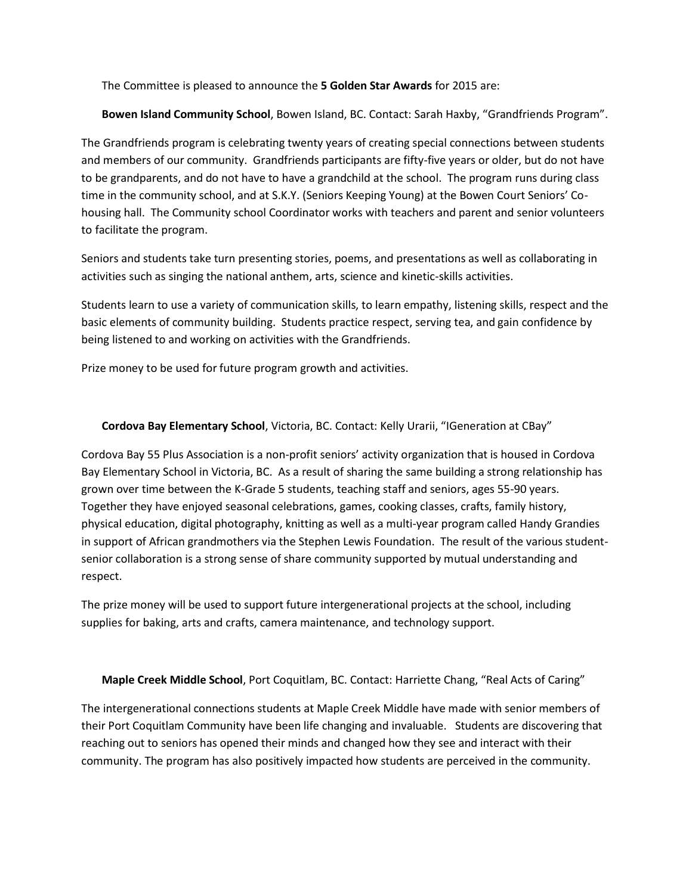The Committee is pleased to announce the **5 Golden Star Awards** for 2015 are:

**Bowen Island Community School**, Bowen Island, BC. Contact: Sarah Haxby, "Grandfriends Program".

The Grandfriends program is celebrating twenty years of creating special connections between students and members of our community. Grandfriends participants are fifty-five years or older, but do not have to be grandparents, and do not have to have a grandchild at the school. The program runs during class time in the community school, and at S.K.Y. (Seniors Keeping Young) at the Bowen Court Seniors' Co-housing hall. The Community school Coordinator works with teachers and parent and senior volunteers to facilitate the program.

Seniors and students take turn presenting stories, poems, and presentations as well as collaborating in activities such as singing the national anthem, arts, science and kinetic-skills activities.

Students learn to use a variety of communication skills, to learn empathy, listening skills, respect and the basic elements of community building. Students practice respect, serving tea, and gain confidence by being listened to and working on activities with the Grandfriends.

Prize money to be used for future program growth and activities.

**Cordova Bay Elementary School**, Victoria, BC. Contact: Kelly Urarii, "IGeneration at CBay"

Cordova Bay 55 Plus Association is a non-profit seniors' activity organization that is housed in Cordova Bay Elementary School in Victoria, BC. As a result of sharing the same building a strong relationship has grown over time between the K-Grade 5 students, teaching staff and seniors, ages 55-90 years. Together they have enjoyed seasonal celebrations, games, cooking classes, crafts, family history, physical education, digital photography, knitting as well as a multi-year program called Handy Grandies in support of African grandmothers via the Stephen Lewis Foundation. The result of the various student-senior collaboration is a strong sense of share community supported by mutual understanding and respect.

The prize money will be used to support future intergenerational projects at the school, including supplies for baking, arts and crafts, camera maintenance, and technology support.

**Maple Creek Middle School**, Port Coquitlam, BC. Contact: Harriette Chang, "Real Acts of Caring"

The intergenerational connections students at Maple Creek Middle have made with senior members of their Port Coquitlam Community have been life changing and invaluable. Students are discovering that reaching out to seniors has opened their minds and changed how they see and interact with their community. The program has also positively impacted how students are perceived in the community.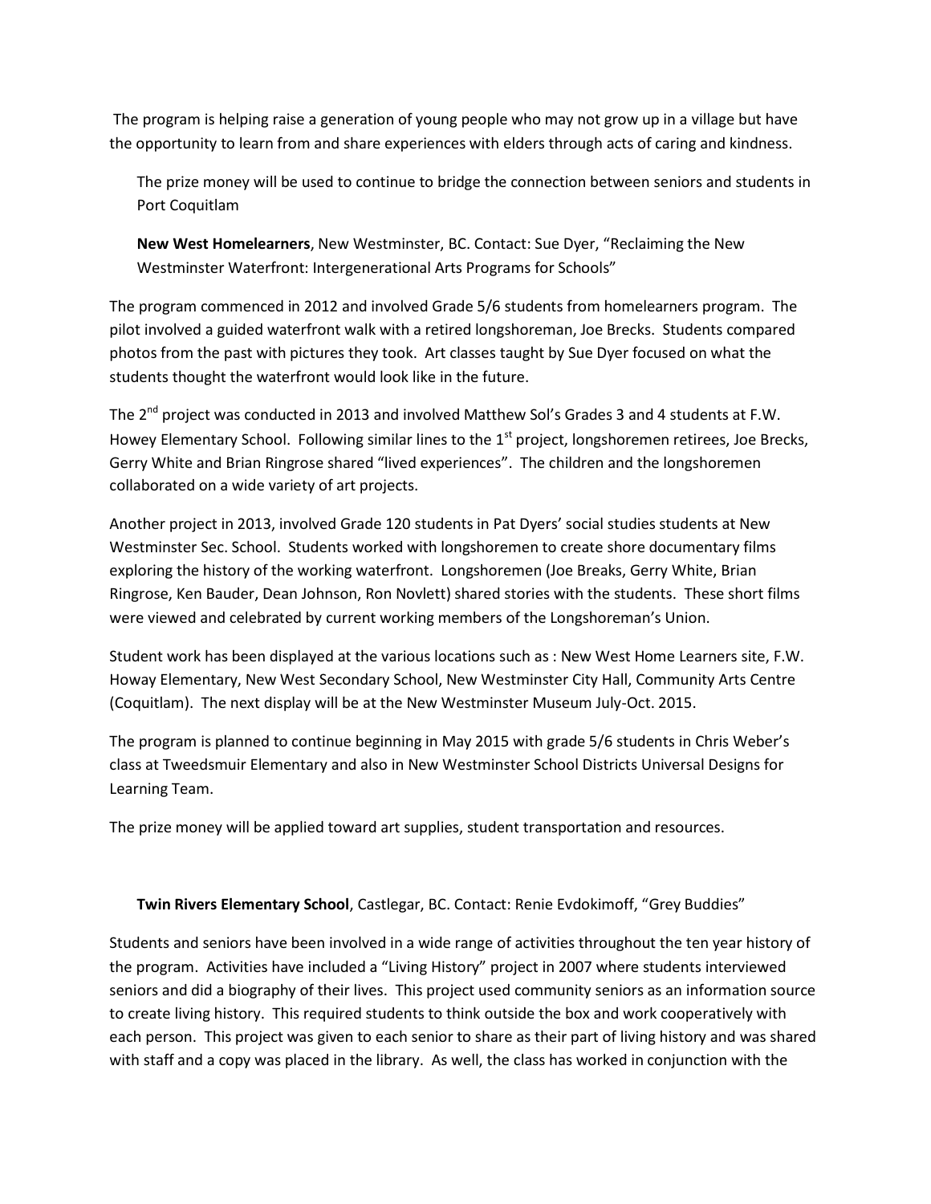The program is helping raise a generation of young people who may not grow up in a village but have the opportunity to learn from and share experiences with elders through acts of caring and kindness.

The prize money will be used to continue to bridge the connection between seniors and students in Port Coquitlam

**New West Homelearners**, New Westminster, BC. Contact: Sue Dyer, "Reclaiming the New Westminster Waterfront: Intergenerational Arts Programs for Schools"

The program commenced in 2012 and involved Grade 5/6 students from homelearners program. The pilot involved a guided waterfront walk with a retired longshoreman, Joe Brecks. Students compared photos from the past with pictures they took. Art classes taught by Sue Dyer focused on what the students thought the waterfront would look like in the future.

The 2nd project was conducted in 2013 and involved Matthew Sol's Grades 3 and 4 students at F.W. Howey Elementary School. Following similar lines to the 1st project, longshoremen retirees, Joe Brecks, Gerry White and Brian Ringrose shared "lived experiences". The children and the longshoremen collaborated on a wide variety of art projects.

Another project in 2013, involved Grade 120 students in Pat Dyers' social studies students at New Westminster Sec. School. Students worked with longshoremen to create shore documentary films exploring the history of the working waterfront. Longshoremen (Joe Breaks, Gerry White, Brian Ringrose, Ken Bauder, Dean Johnson, Ron Novlett) shared stories with the students. These short films were viewed and celebrated by current working members of the Longshoreman's Union.

Student work has been displayed at the various locations such as : New West Home Learners site, F.W. Howay Elementary, New West Secondary School, New Westminster City Hall, Community Arts Centre (Coquitlam). The next display will be at the New Westminster Museum July-Oct. 2015.

The program is planned to continue beginning in May 2015 with grade 5/6 students in Chris Weber's class at Tweedsmuir Elementary and also in New Westminster School Districts Universal Designs for Learning Team.

The prize money will be applied toward art supplies, student transportation and resources.

**Twin Rivers Elementary School**, Castlegar, BC. Contact: Renie Evdokimoff, "Grey Buddies"

Students and seniors have been involved in a wide range of activities throughout the ten year history of the program. Activities have included a "Living History" project in 2007 where students interviewed seniors and did a biography of their lives. This project used community seniors as an information source to create living history. This required students to think outside the box and work cooperatively with each person. This project was given to each senior to share as their part of living history and was shared with staff and a copy was placed in the library. As well, the class has worked in conjunction with the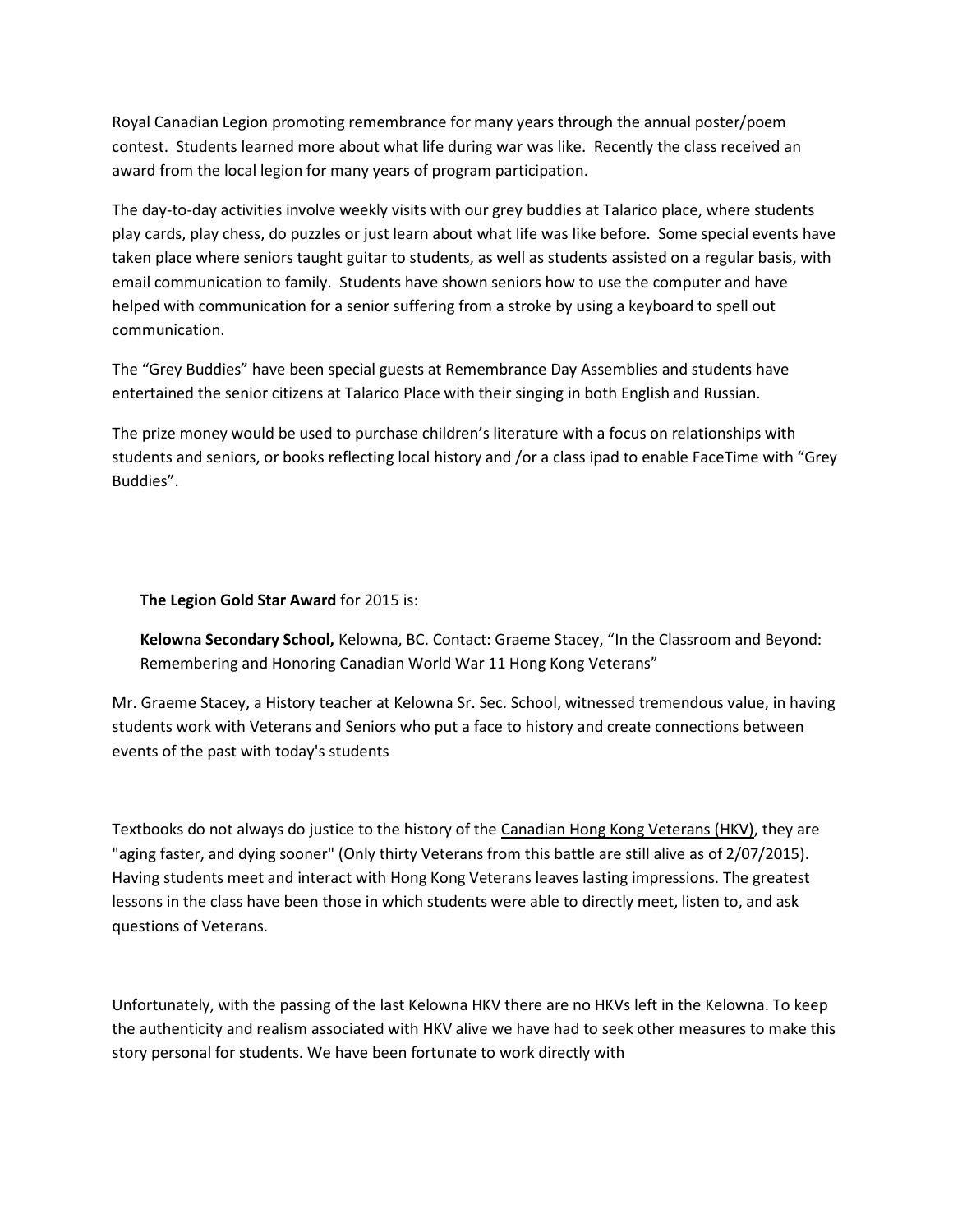Royal Canadian Legion promoting remembrance for many years through the annual poster/poem contest. Students learned more about what life during war was like. Recently the class received an award from the local legion for many years of program participation.

The day-to-day activities involve weekly visits with our grey buddies at Talarico place, where students play cards, play chess, do puzzles or just learn about what life was like before. Some special events have taken place where seniors taught guitar to students, as well as students assisted on a regular basis, with email communication to family. Students have shown seniors how to use the computer and have helped with communication for a senior suffering from a stroke by using a keyboard to spell out communication.

The "Grey Buddies" have been special guests at Remembrance Day Assemblies and students have entertained the senior citizens at Talarico Place with their singing in both English and Russian.

The prize money would be used to purchase children's literature with a focus on relationships with students and seniors, or books reflecting local history and /or a class ipad to enable FaceTime with "Grey Buddies".

**The Legion Gold Star Award** for 2015 is:

**Kelowna Secondary School,** Kelowna, BC. Contact: Graeme Stacey, "In the Classroom and Beyond: Remembering and Honoring Canadian World War 11 Hong Kong Veterans"

Mr. Graeme Stacey, a History teacher at Kelowna Sr. Sec. School, witnessed tremendous value, in having students work with Veterans and Seniors who put a face to history and create connections between events of the past with today's students

Textbooks do not always do justice to the history of the Canadian Hong Kong Veterans (HKV), they are "aging faster, and dying sooner" (Only thirty Veterans from this battle are still alive as of 2/07/2015). Having students meet and interact with Hong Kong Veterans leaves lasting impressions. The greatest lessons in the class have been those in which students were able to directly meet, listen to, and ask questions of Veterans.

Unfortunately, with the passing of the last Kelowna HKV there are no HKVs left in the Kelowna. To keep the authenticity and realism associated with HKV alive we have had to seek other measures to make this story personal for students. We have been fortunate to work directly with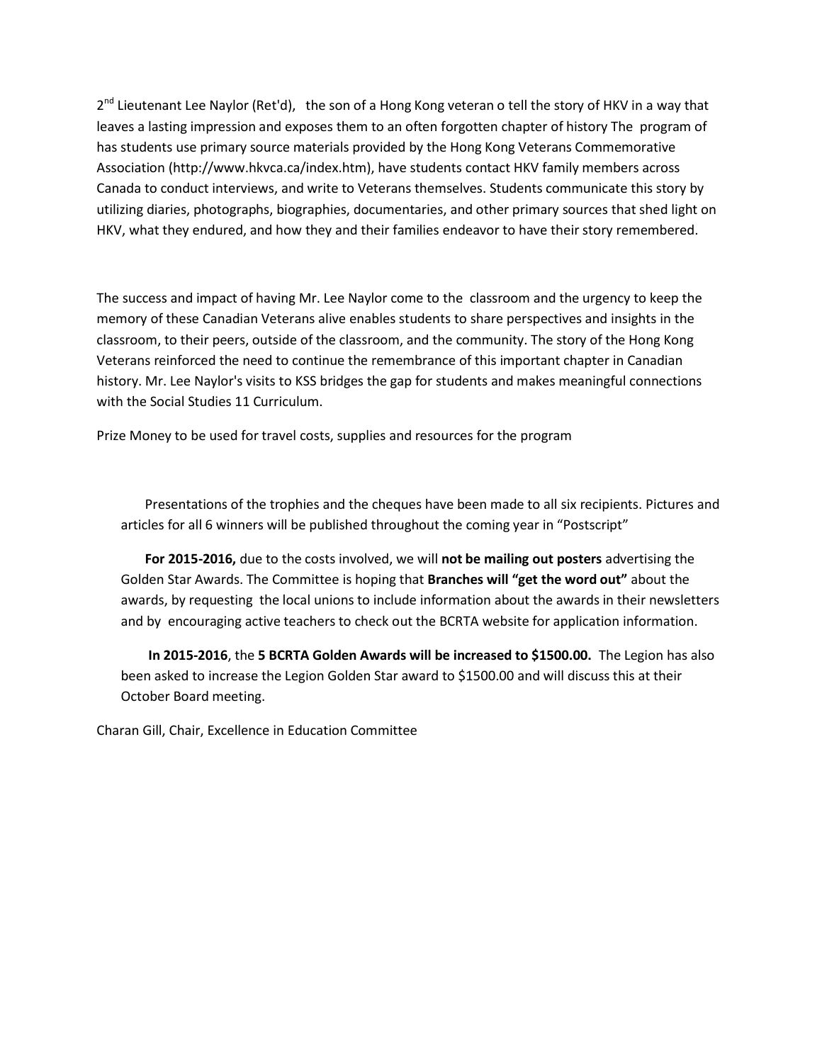2nd Lieutenant Lee Naylor (Ret'd), the son of a Hong Kong veteran o tell the story of HKV in a way that leaves a lasting impression and exposes them to an often forgotten chapter of history The program of has students use primary source materials provided by the Hong Kong Veterans Commemorative Association (http://www.hkvca.ca/index.htm), have students contact HKV family members across Canada to conduct interviews, and write to Veterans themselves. Students communicate this story by utilizing diaries, photographs, biographies, documentaries, and other primary sources that shed light on HKV, what they endured, and how they and their families endeavor to have their story remembered.

The success and impact of having Mr. Lee Naylor come to the classroom and the urgency to keep the memory of these Canadian Veterans alive enables students to share perspectives and insights in the classroom, to their peers, outside of the classroom, and the community. The story of the Hong Kong Veterans reinforced the need to continue the remembrance of this important chapter in Canadian history. Mr. Lee Naylor's visits to KSS bridges the gap for students and makes meaningful connections with the Social Studies 11 Curriculum.

Prize Money to be used for travel costs, supplies and resources for the program

Presentations of the trophies and the cheques have been made to all six recipients. Pictures and articles for all 6 winners will be published throughout the coming year in "Postscript"

**For 2015-2016,** due to the costs involved, we will **not be mailing out posters** advertising the Golden Star Awards. The Committee is hoping that **Branches will "get the word out"** about the awards, by requesting the local unions to include information about the awards in their newsletters and by encouraging active teachers to check out the BCRTA website for application information.

**In 2015-2016**, the **5 BCRTA Golden Awards will be increased to $1500.00.** The Legion has also been asked to increase the Legion Golden Star award to $1500.00 and will discuss this at their October Board meeting.

Charan Gill, Chair, Excellence in Education Committee